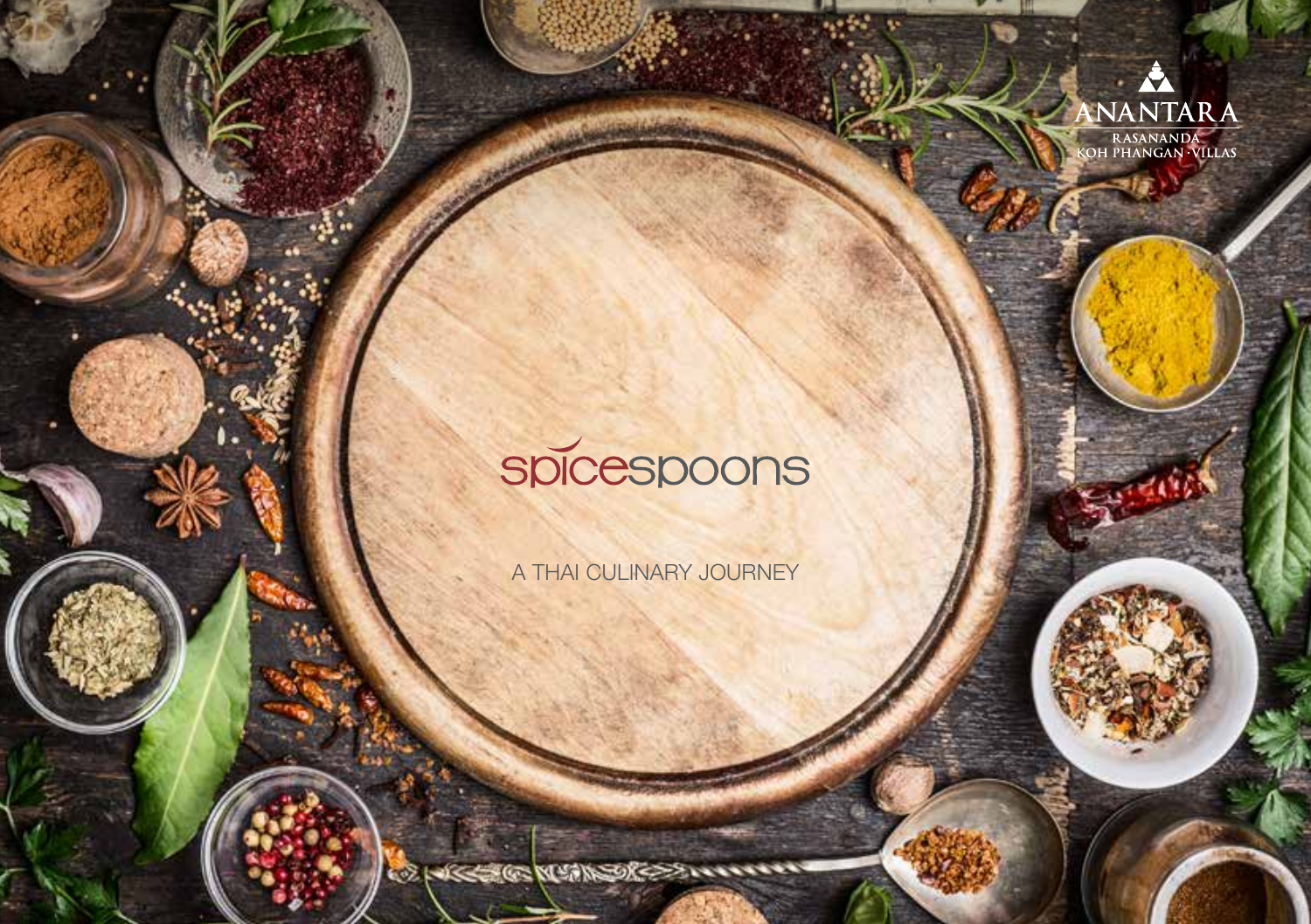ANANTARA
RASANANDA
KOH PHANGAN · VILLAS

# spicespoons

A THAI CULINARY JOURNEY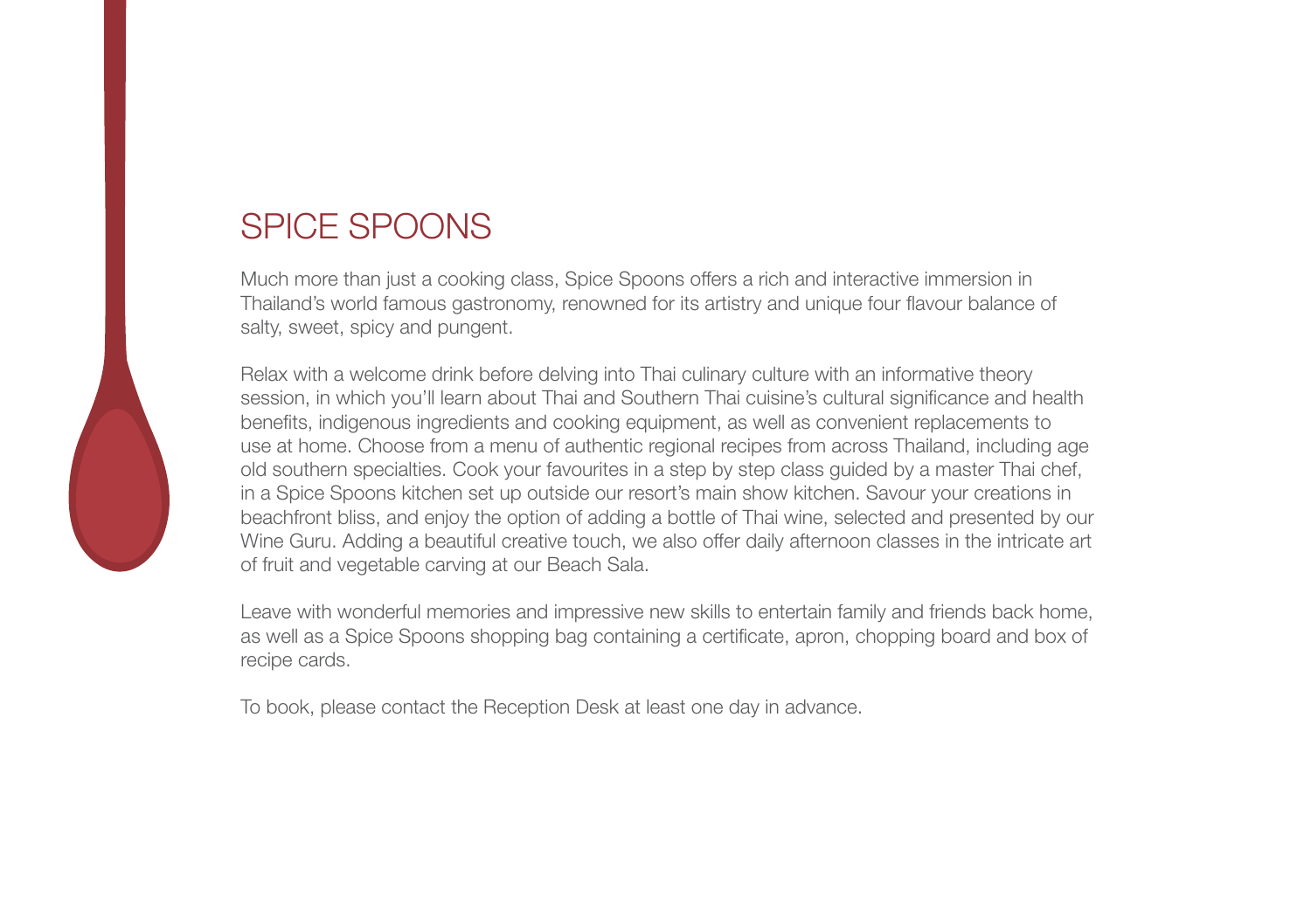# SPICE SPOONS

Much more than just a cooking class, Spice Spoons offers a rich and interactive immersion in Thailand's world famous gastronomy, renowned for its artistry and unique four flavour balance of salty, sweet, spicy and pungent.

Relax with a welcome drink before delving into Thai culinary culture with an informative theory session, in which you'll learn about Thai and Southern Thai cuisine's cultural significance and health benefits, indigenous ingredients and cooking equipment, as well as convenient replacements to use at home. Choose from a menu of authentic regional recipes from across Thailand, including age old southern specialties. Cook your favourites in a step by step class guided by a master Thai chef, in a Spice Spoons kitchen set up outside our resort's main show kitchen. Savour your creations in beachfront bliss, and enjoy the option of adding a bottle of Thai wine, selected and presented by our Wine Guru. Adding a beautiful creative touch, we also offer daily afternoon classes in the intricate art of fruit and vegetable carving at our Beach Sala.

Leave with wonderful memories and impressive new skills to entertain family and friends back home, as well as a Spice Spoons shopping bag containing a certificate, apron, chopping board and box of recipe cards.

To book, please contact the Reception Desk at least one day in advance.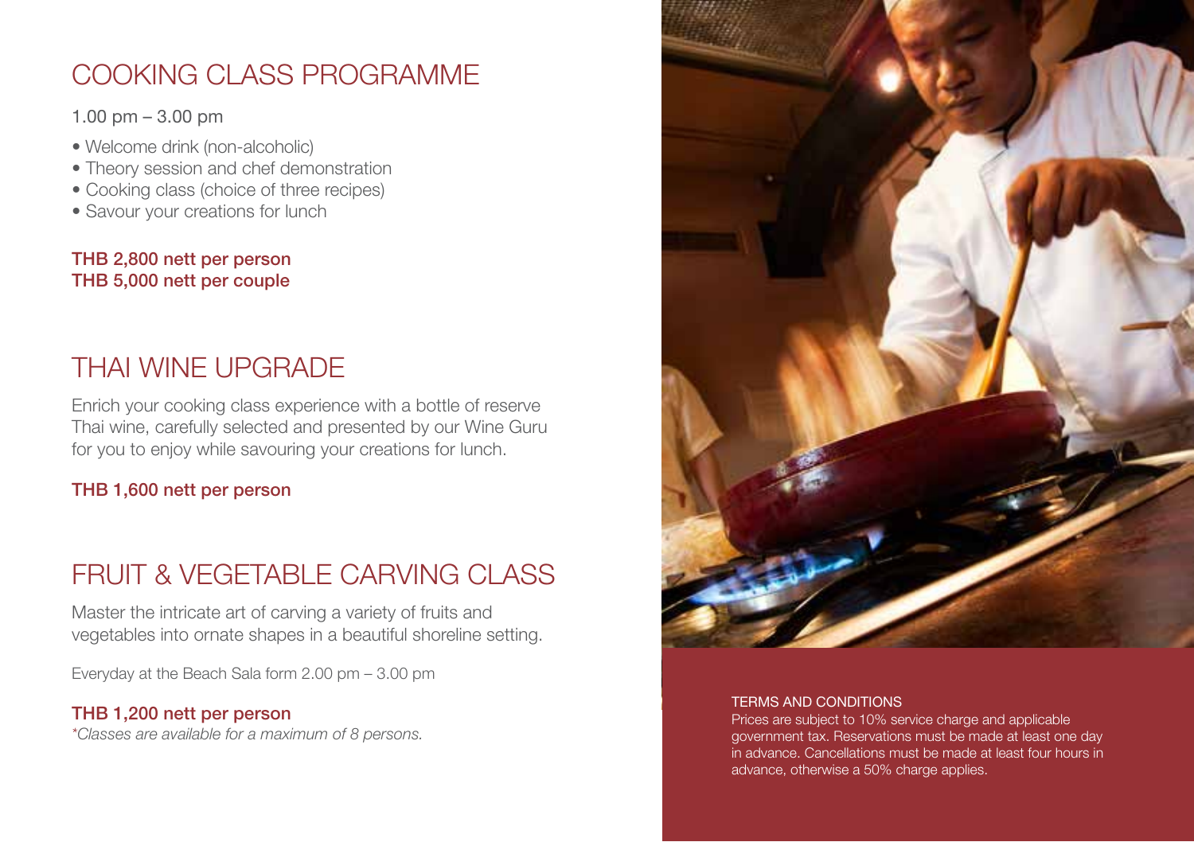## COOKING CLASS PROGRAMME

1.00 pm – 3.00 pm

- Welcome drink (non-alcoholic)
- Theory session and chef demonstration
- Cooking class (choice of three recipes)
- Savour your creations for lunch

**THB 2,800 nett per person**
**THB 5,000 nett per couple**

## THAI WINE UPGRADE

Enrich your cooking class experience with a bottle of reserve Thai wine, carefully selected and presented by our Wine Guru for you to enjoy while savouring your creations for lunch.

**THB 1,600 nett per person**

## FRUIT & VEGETABLE CARVING CLASS

Master the intricate art of carving a variety of fruits and vegetables into ornate shapes in a beautiful shoreline setting.

Everyday at the Beach Sala form 2.00 pm – 3.00 pm

**THB 1,200 nett per person**
*\*Classes are available for a maximum of 8 persons.*

TERMS AND CONDITIONS
Prices are subject to 10% service charge and applicable government tax. Reservations must be made at least one day in advance. Cancellations must be made at least four hours in advance, otherwise a 50% charge applies.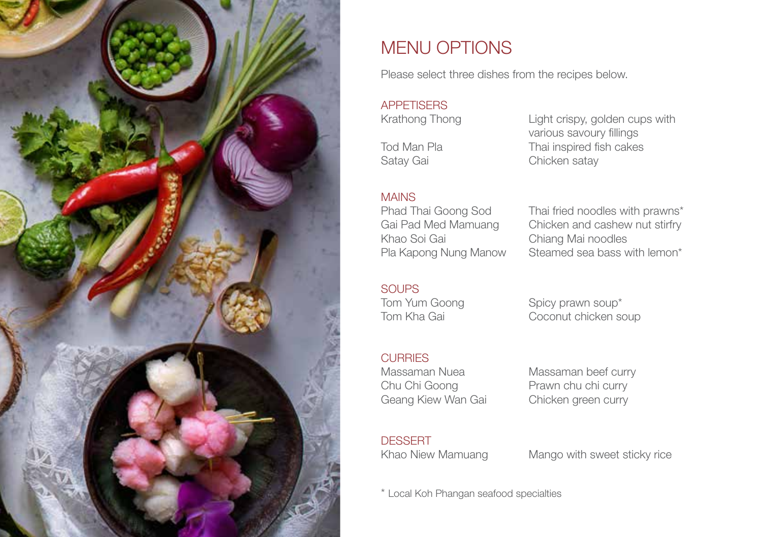# MENU OPTIONS

Please select three dishes from the recipes below.

## APPETISERS

| | |
|---|---|
| Krathong Thong | Light crispy, golden cups with various savoury fillings |
| Tod Man Pla | Thai inspired fish cakes |
| Satay Gai | Chicken satay |

## MAINS

| | |
|---|---|
| Phad Thai Goong Sod | Thai fried noodles with prawns* |
| Gai Pad Med Mamuang | Chicken and cashew nut stirfry |
| Khao Soi Gai | Chiang Mai noodles |
| Pla Kapong Nung Manow | Steamed sea bass with lemon* |

## SOUPS

| | |
|---|---|
| Tom Yum Goong | Spicy prawn soup* |
| Tom Kha Gai | Coconut chicken soup |

## CURRIES

| | |
|---|---|
| Massaman Nuea | Massaman beef curry |
| Chu Chi Goong | Prawn chu chi curry |
| Geang Kiew Wan Gai | Chicken green curry |

## DESSERT

| | |
|---|---|
| Khao Niew Mamuang | Mango with sweet sticky rice |

* Local Koh Phangan seafood specialties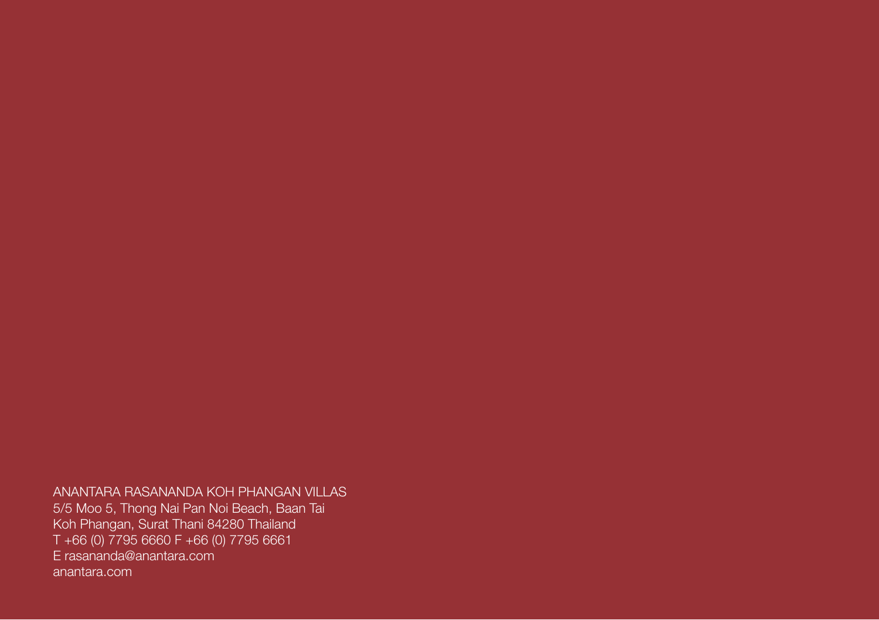ANANTARA RASANANDA KOH PHANGAN VILLAS
5/5 Moo 5, Thong Nai Pan Noi Beach, Baan Tai
Koh Phangan, Surat Thani 84280 Thailand
T +66 (0) 7795 6660 F +66 (0) 7795 6661
E rasananda@anantara.com
anantara.com